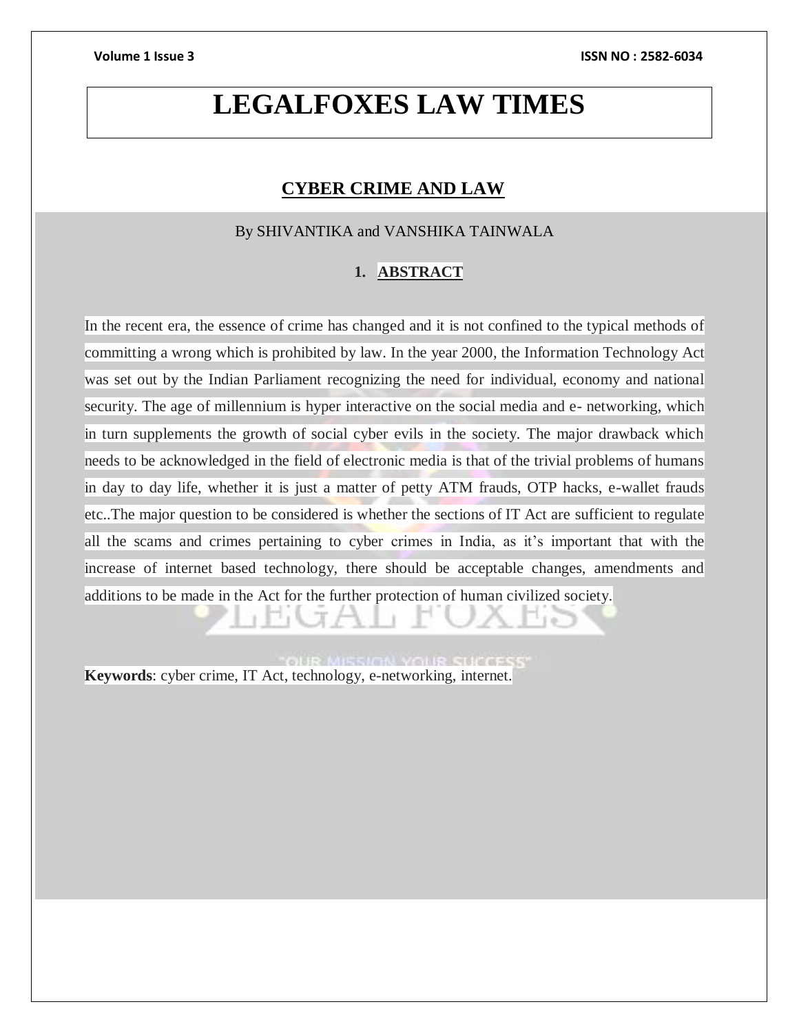# LEGALFOXES LAW TIMES

## CYBER CRIME AND LAW

By SHIVANTIKA and VANSHIKA TAINWALA

### 1. ABSTRACT

In the recent era, the essence of crime has changed and it is not confined to the typical methods of committing a wrong which is prohibited by law. In the year 2000, the Information Technology Act was set out by the Indian Parliament recognizing the need for individual, economy and national security. The age of millennium is hyper interactive on the social media and e- networking, which in turn supplements the growth of social cyber evils in the society. The major drawback which needs to be acknowledged in the field of electronic media is that of the trivial problems of humans in day to day life, whether it is just a matter of petty ATM frauds, OTP hacks, e-wallet frauds etc..The major question to be considered is whether the sections of IT Act are sufficient to regulate all the scams and crimes pertaining to cyber crimes in India, as it's important that with the increase of internet based technology, there should be acceptable changes, amendments and additions to be made in the Act for the further protection of human civilized society.

**Keywords**: cyber crime, IT Act, technology, e-networking, internet.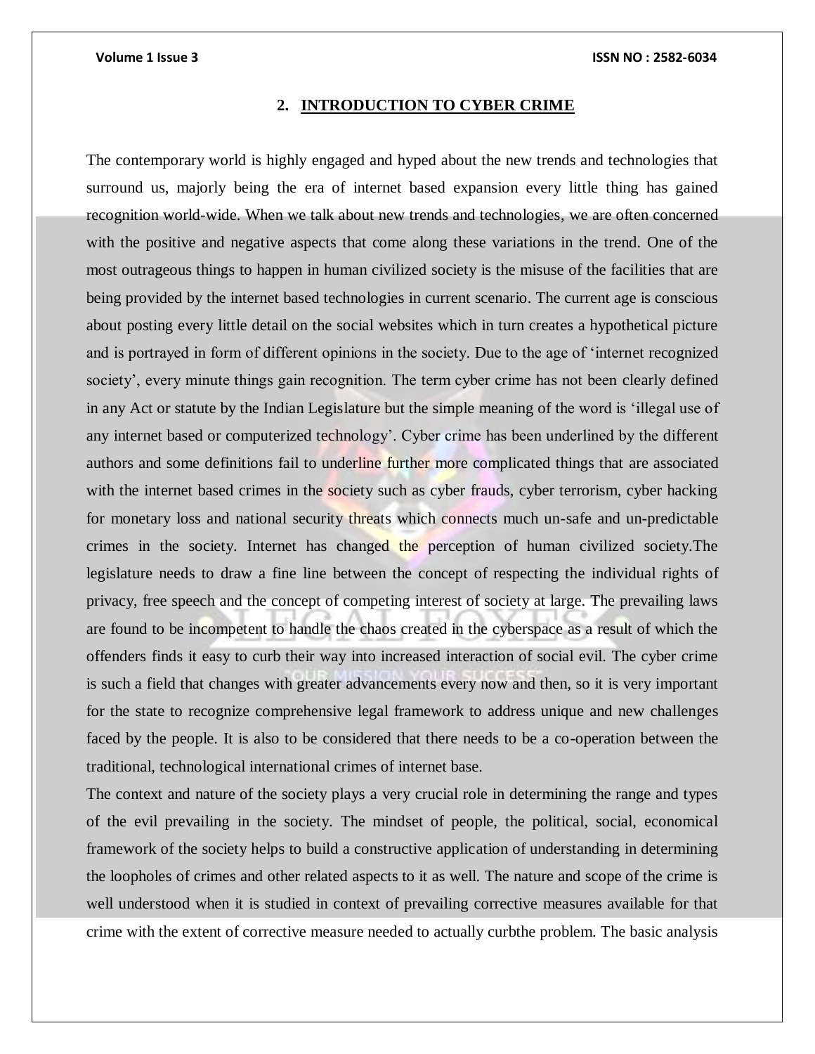## 2. INTRODUCTION TO CYBER CRIME

The contemporary world is highly engaged and hyped about the new trends and technologies that surround us, majorly being the era of internet based expansion every little thing has gained recognition world-wide. When we talk about new trends and technologies, we are often concerned with the positive and negative aspects that come along these variations in the trend. One of the most outrageous things to happen in human civilized society is the misuse of the facilities that are being provided by the internet based technologies in current scenario. The current age is conscious about posting every little detail on the social websites which in turn creates a hypothetical picture and is portrayed in form of different opinions in the society. Due to the age of 'internet recognized society', every minute things gain recognition. The term cyber crime has not been clearly defined in any Act or statute by the Indian Legislature but the simple meaning of the word is 'illegal use of any internet based or computerized technology'. Cyber crime has been underlined by the different authors and some definitions fail to underline further more complicated things that are associated with the internet based crimes in the society such as cyber frauds, cyber terrorism, cyber hacking for monetary loss and national security threats which connects much un-safe and un-predictable crimes in the society. Internet has changed the perception of human civilized society.The legislature needs to draw a fine line between the concept of respecting the individual rights of privacy, free speech and the concept of competing interest of society at large. The prevailing laws are found to be incompetent to handle the chaos created in the cyberspace as a result of which the offenders finds it easy to curb their way into increased interaction of social evil. The cyber crime is such a field that changes with greater advancements every now and then, so it is very important for the state to recognize comprehensive legal framework to address unique and new challenges faced by the people. It is also to be considered that there needs to be a co-operation between the traditional, technological international crimes of internet base.

The context and nature of the society plays a very crucial role in determining the range and types of the evil prevailing in the society. The mindset of people, the political, social, economical framework of the society helps to build a constructive application of understanding in determining the loopholes of crimes and other related aspects to it as well. The nature and scope of the crime is well understood when it is studied in context of prevailing corrective measures available for that crime with the extent of corrective measure needed to actually curbthe problem. The basic analysis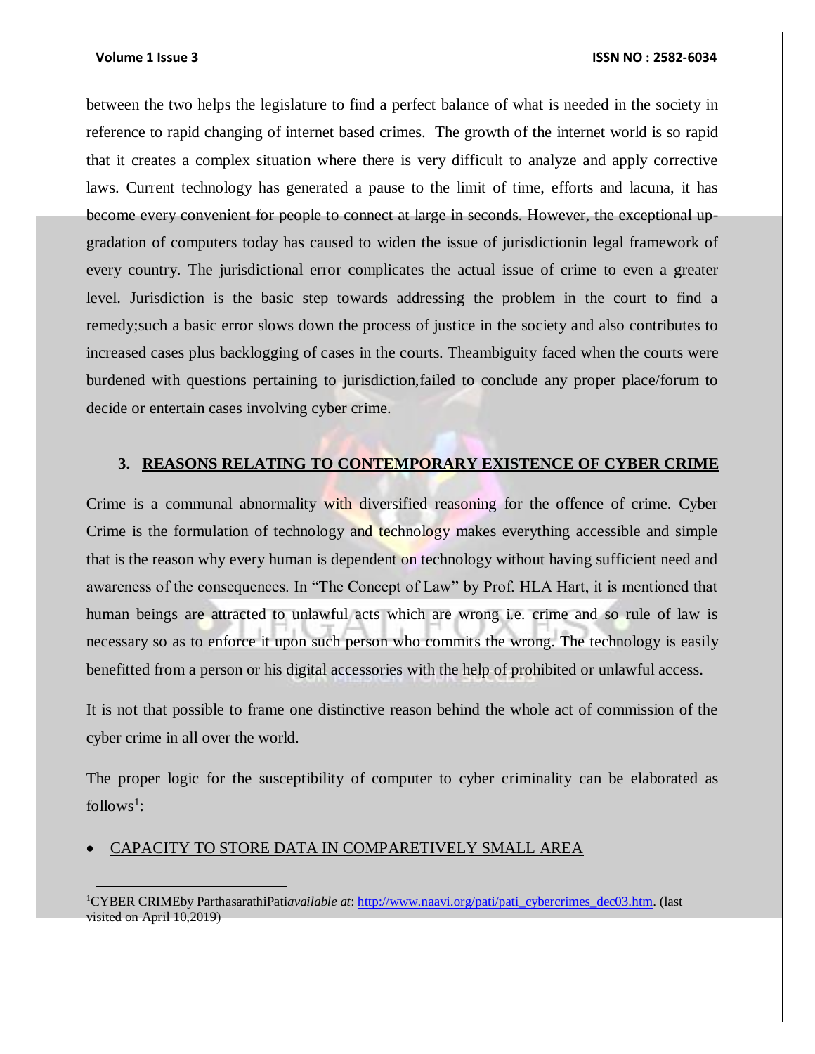between the two helps the legislature to find a perfect balance of what is needed in the society in reference to rapid changing of internet based crimes. The growth of the internet world is so rapid that it creates a complex situation where there is very difficult to analyze and apply corrective laws. Current technology has generated a pause to the limit of time, efforts and lacuna, it has become every convenient for people to connect at large in seconds. However, the exceptional up-gradation of computers today has caused to widen the issue of jurisdictionin legal framework of every country. The jurisdictional error complicates the actual issue of crime to even a greater level. Jurisdiction is the basic step towards addressing the problem in the court to find a remedy;such a basic error slows down the process of justice in the society and also contributes to increased cases plus backlogging of cases in the courts. Theambiguity faced when the courts were burdened with questions pertaining to jurisdiction,failed to conclude any proper place/forum to decide or entertain cases involving cyber crime.

## 3. REASONS RELATING TO CONTEMPORARY EXISTENCE OF CYBER CRIME

Crime is a communal abnormality with diversified reasoning for the offence of crime. Cyber Crime is the formulation of technology and technology makes everything accessible and simple that is the reason why every human is dependent on technology without having sufficient need and awareness of the consequences. In "The Concept of Law" by Prof. HLA Hart, it is mentioned that human beings are attracted to unlawful acts which are wrong i.e. crime and so rule of law is necessary so as to enforce it upon such person who commits the wrong. The technology is easily benefitted from a person or his digital accessories with the help of prohibited or unlawful access.

It is not that possible to frame one distinctive reason behind the whole act of commission of the cyber crime in all over the world.

The proper logic for the susceptibility of computer to cyber criminality can be elaborated as follows[1]:

- CAPACITY TO STORE DATA IN COMPARETIVELY SMALL AREA

[1] CYBER CRIMEby ParthasarathiPati *available at*: http://www.naavi.org/pati/pati_cybercrimes_dec03.htm. (last visited on April 10,2019)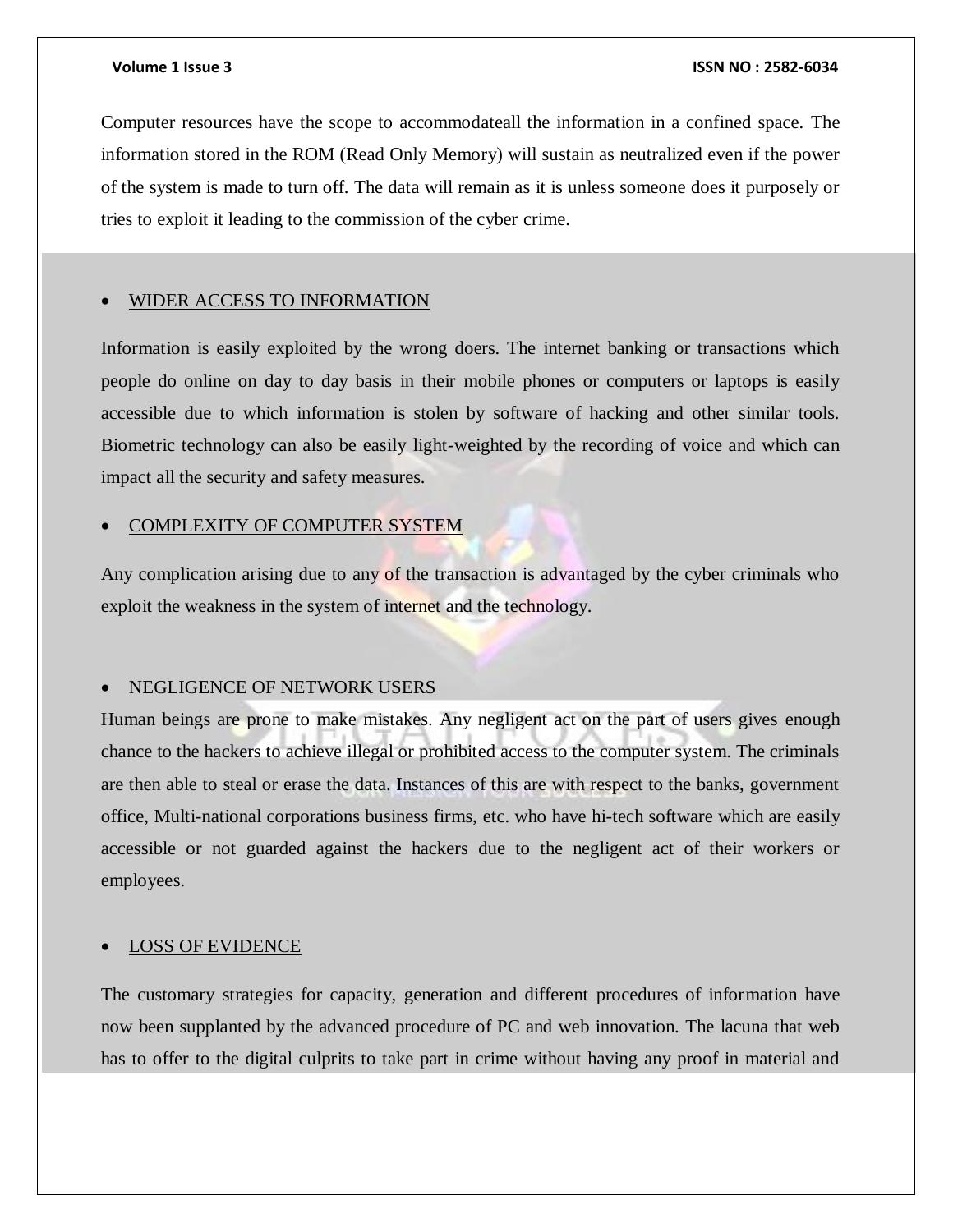Computer resources have the scope to accommodateall the information in a confined space. The information stored in the ROM (Read Only Memory) will sustain as neutralized even if the power of the system is made to turn off. The data will remain as it is unless someone does it purposely or tries to exploit it leading to the commission of the cyber crime.

- <u>WIDER ACCESS TO INFORMATION</u>

Information is easily exploited by the wrong doers. The internet banking or transactions which people do online on day to day basis in their mobile phones or computers or laptops is easily accessible due to which information is stolen by software of hacking and other similar tools. Biometric technology can also be easily light-weighted by the recording of voice and which can impact all the security and safety measures.

- <u>COMPLEXITY OF COMPUTER SYSTEM</u>

Any complication arising due to any of the transaction is advantaged by the cyber criminals who exploit the weakness in the system of internet and the technology.

- <u>NEGLIGENCE OF NETWORK USERS</u>

Human beings are prone to make mistakes. Any negligent act on the part of users gives enough chance to the hackers to achieve illegal or prohibited access to the computer system. The criminals are then able to steal or erase the data. Instances of this are with respect to the banks, government office, Multi-national corporations business firms, etc. who have hi-tech software which are easily accessible or not guarded against the hackers due to the negligent act of their workers or employees.

- <u>LOSS OF EVIDENCE</u>

The customary strategies for capacity, generation and different procedures of information have now been supplanted by the advanced procedure of PC and web innovation. The lacuna that web has to offer to the digital culprits to take part in crime without having any proof in material and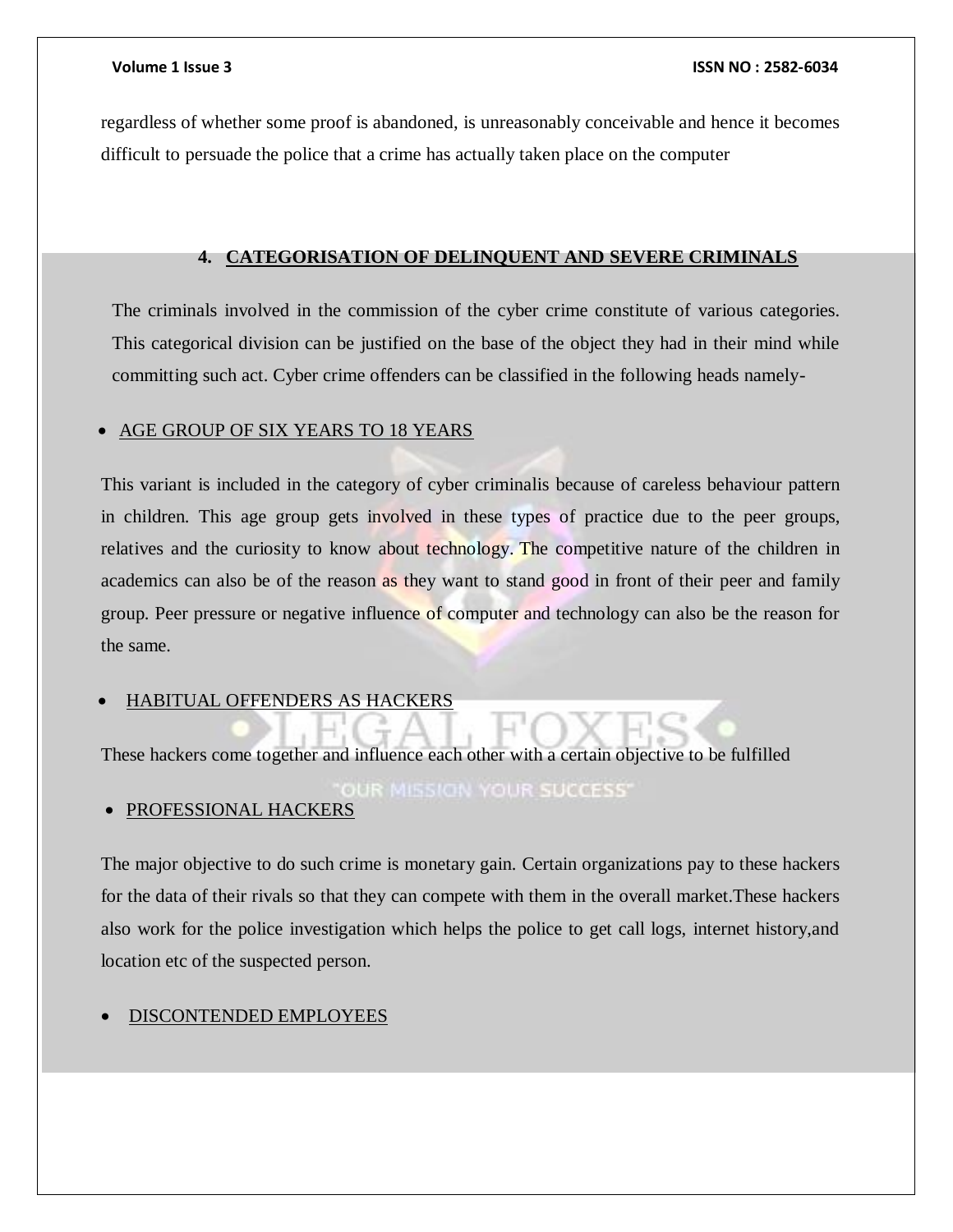regardless of whether some proof is abandoned, is unreasonably conceivable and hence it becomes difficult to persuade the police that a crime has actually taken place on the computer

## 4. CATEGORISATION OF DELINQUENT AND SEVERE CRIMINALS

The criminals involved in the commission of the cyber crime constitute of various categories. This categorical division can be justified on the base of the object they had in their mind while committing such act. Cyber crime offenders can be classified in the following heads namely-

- AGE GROUP OF SIX YEARS TO 18 YEARS

This variant is included in the category of cyber criminalis because of careless behaviour pattern in children. This age group gets involved in these types of practice due to the peer groups, relatives and the curiosity to know about technology. The competitive nature of the children in academics can also be of the reason as they want to stand good in front of their peer and family group. Peer pressure or negative influence of computer and technology can also be the reason for the same.

- HABITUAL OFFENDERS AS HACKERS

These hackers come together and influence each other with a certain objective to be fulfilled

- PROFESSIONAL HACKERS

The major objective to do such crime is monetary gain. Certain organizations pay to these hackers for the data of their rivals so that they can compete with them in the overall market.These hackers also work for the police investigation which helps the police to get call logs, internet history,and location etc of the suspected person.

- DISCONTENDED EMPLOYEES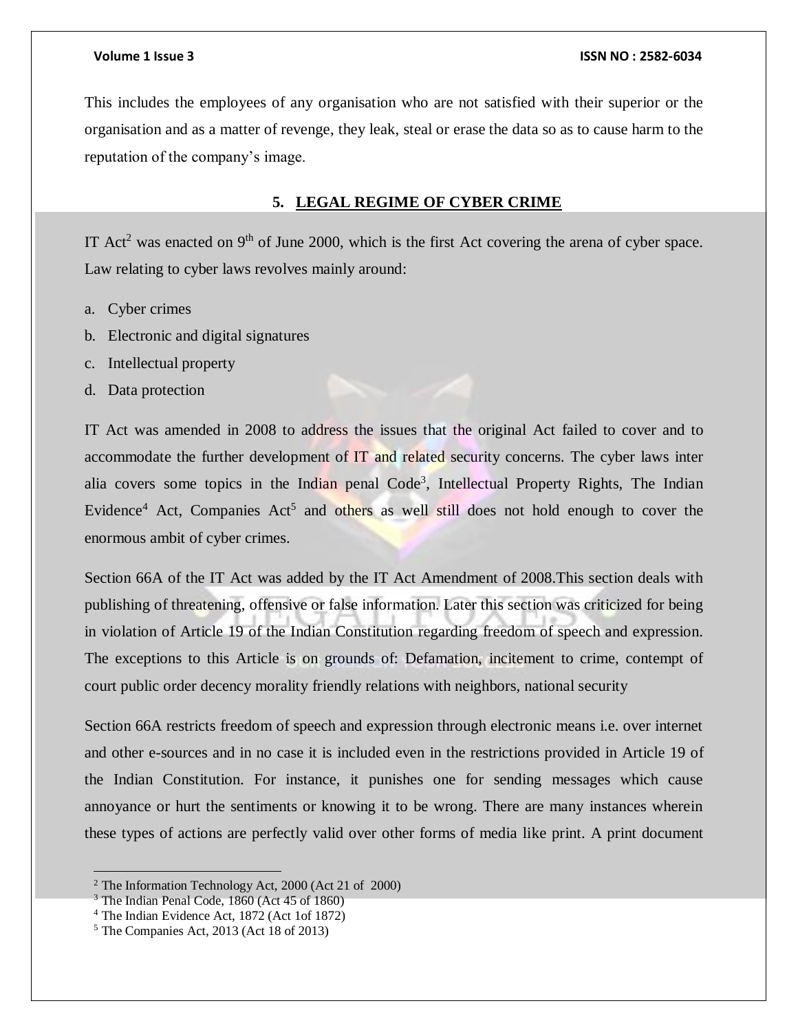This includes the employees of any organisation who are not satisfied with their superior or the organisation and as a matter of revenge, they leak, steal or erase the data so as to cause harm to the reputation of the company's image.

## 5. LEGAL REGIME OF CYBER CRIME

IT Act[2] was enacted on 9th of June 2000, which is the first Act covering the arena of cyber space. Law relating to cyber laws revolves mainly around:

a. Cyber crimes
b. Electronic and digital signatures
c. Intellectual property
d. Data protection

IT Act was amended in 2008 to address the issues that the original Act failed to cover and to accommodate the further development of IT and related security concerns. The cyber laws inter alia covers some topics in the Indian penal Code[3], Intellectual Property Rights, The Indian Evidence[4] Act, Companies Act[5] and others as well still does not hold enough to cover the enormous ambit of cyber crimes.

Section 66A of the IT Act was added by the IT Act Amendment of 2008.This section deals with publishing of threatening, offensive or false information. Later this section was criticized for being in violation of Article 19 of the Indian Constitution regarding freedom of speech and expression. The exceptions to this Article is on grounds of: Defamation, incitement to crime, contempt of court public order decency morality friendly relations with neighbors, national security

Section 66A restricts freedom of speech and expression through electronic means i.e. over internet and other e-sources and in no case it is included even in the restrictions provided in Article 19 of the Indian Constitution. For instance, it punishes one for sending messages which cause annoyance or hurt the sentiments or knowing it to be wrong. There are many instances wherein these types of actions are perfectly valid over other forms of media like print. A print document

---

[2] The Information Technology Act, 2000 (Act 21 of 2000)

[3] The Indian Penal Code, 1860 (Act 45 of 1860)

[4] The Indian Evidence Act, 1872 (Act 1of 1872)

[5] The Companies Act, 2013 (Act 18 of 2013)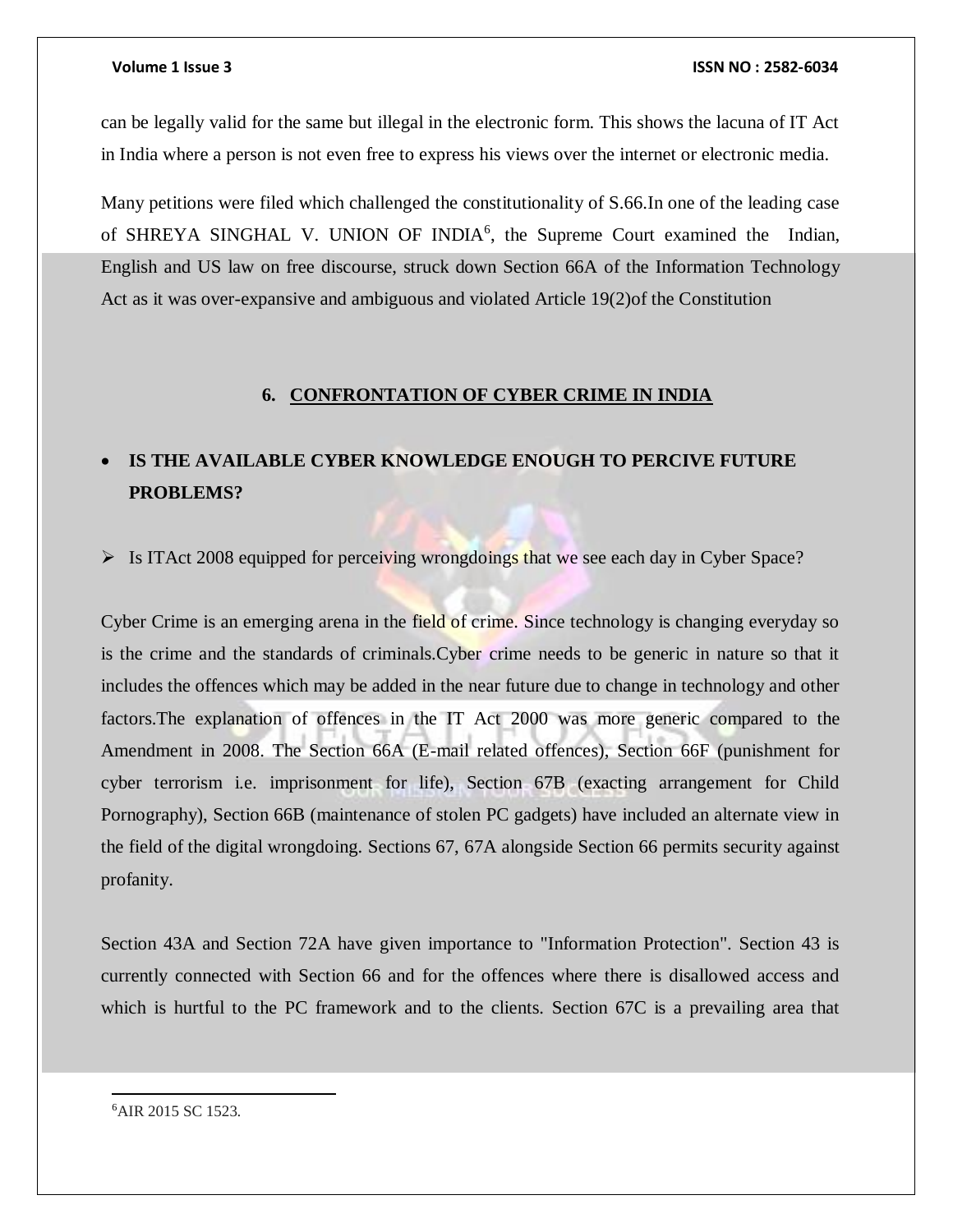can be legally valid for the same but illegal in the electronic form. This shows the lacuna of IT Act in India where a person is not even free to express his views over the internet or electronic media.

Many petitions were filed which challenged the constitutionality of S.66.In one of the leading case of SHREYA SINGHAL V. UNION OF INDIA[6], the Supreme Court examined the Indian, English and US law on free discourse, struck down Section 66A of the Information Technology Act as it was over-expansive and ambiguous and violated Article 19(2)of the Constitution

## 6. CONFRONTATION OF CYBER CRIME IN INDIA

- **IS THE AVAILABLE CYBER KNOWLEDGE ENOUGH TO PERCIVE FUTURE PROBLEMS?**

➢ Is ITAct 2008 equipped for perceiving wrongdoings that we see each day in Cyber Space?

Cyber Crime is an emerging arena in the field of crime. Since technology is changing everyday so is the crime and the standards of criminals.Cyber crime needs to be generic in nature so that it includes the offences which may be added in the near future due to change in technology and other factors.The explanation of offences in the IT Act 2000 was more generic compared to the Amendment in 2008. The Section 66A (E-mail related offences), Section 66F (punishment for cyber terrorism i.e. imprisonment for life), Section 67B (exacting arrangement for Child Pornography), Section 66B (maintenance of stolen PC gadgets) have included an alternate view in the field of the digital wrongdoing. Sections 67, 67A alongside Section 66 permits security against profanity.

Section 43A and Section 72A have given importance to "Information Protection". Section 43 is currently connected with Section 66 and for the offences where there is disallowed access and which is hurtful to the PC framework and to the clients. Section 67C is a prevailing area that

[6] AIR 2015 SC 1523.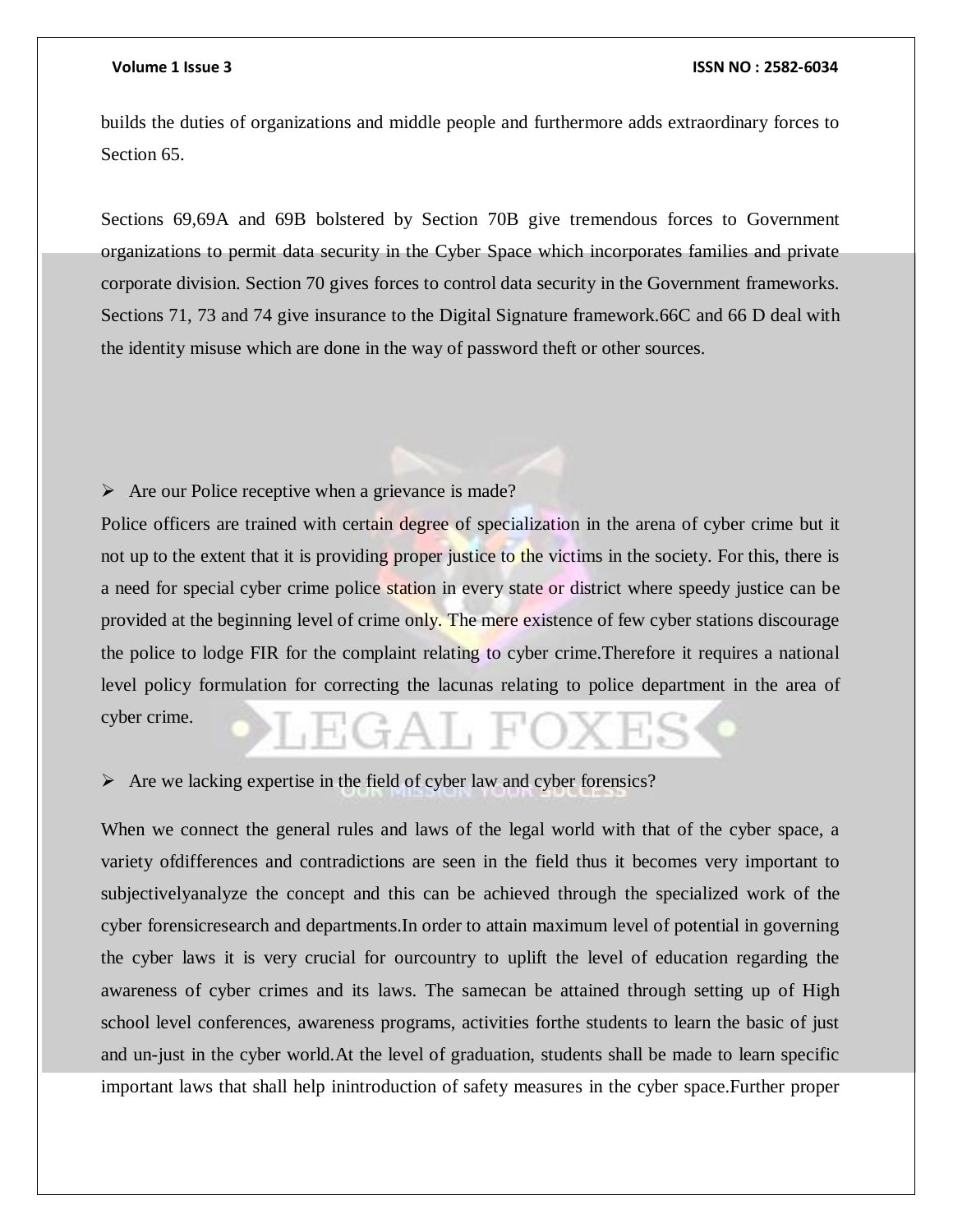builds the duties of organizations and middle people and furthermore adds extraordinary forces to Section 65.

Sections 69,69A and 69B bolstered by Section 70B give tremendous forces to Government organizations to permit data security in the Cyber Space which incorporates families and private corporate division. Section 70 gives forces to control data security in the Government frameworks. Sections 71, 73 and 74 give insurance to the Digital Signature framework.66C and 66 D deal with the identity misuse which are done in the way of password theft or other sources.

- Are our Police receptive when a grievance is made?

Police officers are trained with certain degree of specialization in the arena of cyber crime but it not up to the extent that it is providing proper justice to the victims in the society. For this, there is a need for special cyber crime police station in every state or district where speedy justice can be provided at the beginning level of crime only. The mere existence of few cyber stations discourage the police to lodge FIR for the complaint relating to cyber crime.Therefore it requires a national level policy formulation for correcting the lacunas relating to police department in the area of cyber crime.

- Are we lacking expertise in the field of cyber law and cyber forensics?

When we connect the general rules and laws of the legal world with that of the cyber space, a variety ofdifferences and contradictions are seen in the field thus it becomes very important to subjectivelyanalyze the concept and this can be achieved through the specialized work of the cyber forensicresearch and departments.In order to attain maximum level of potential in governing the cyber laws it is very crucial for ourcountry to uplift the level of education regarding the awareness of cyber crimes and its laws. The samecan be attained through setting up of High school level conferences, awareness programs, activities forthe students to learn the basic of just and un-just in the cyber world.At the level of graduation, students shall be made to learn specific important laws that shall help inintroduction of safety measures in the cyber space.Further proper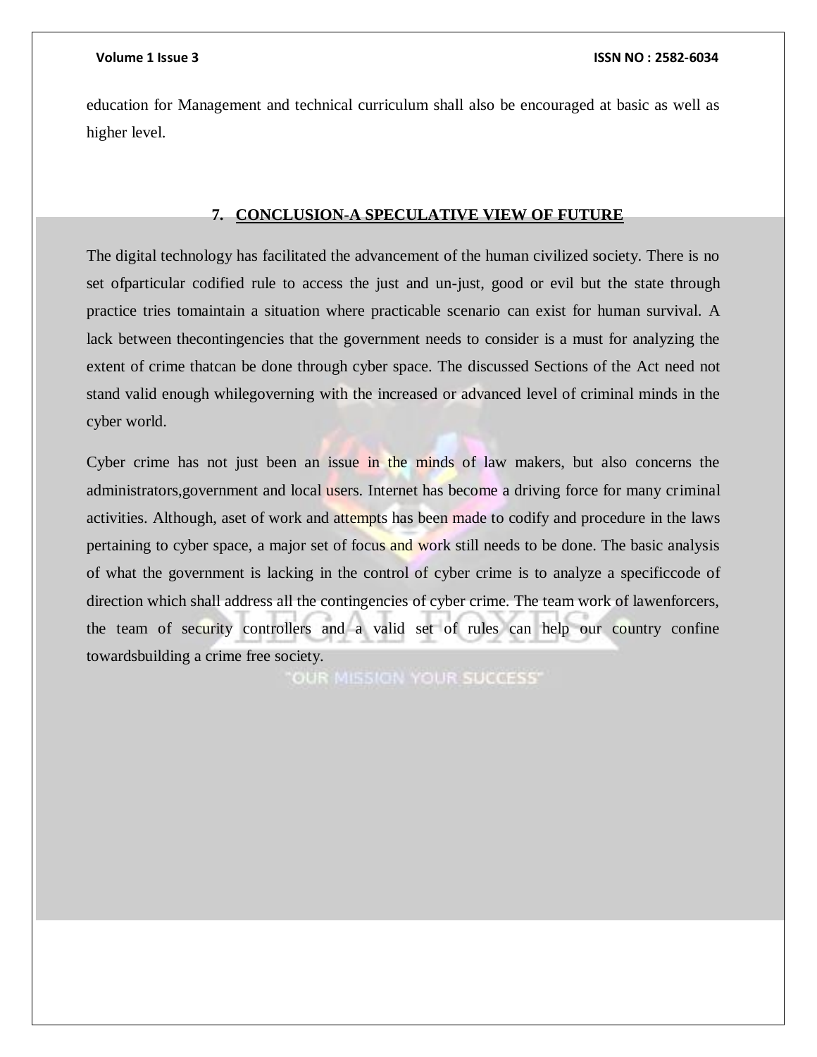education for Management and technical curriculum shall also be encouraged at basic as well as higher level.

## 7. CONCLUSION-A SPECULATIVE VIEW OF FUTURE

The digital technology has facilitated the advancement of the human civilized society. There is no set ofparticular codified rule to access the just and un-just, good or evil but the state through practice tries tomaintain a situation where practicable scenario can exist for human survival. A lack between thecontingencies that the government needs to consider is a must for analyzing the extent of crime thatcan be done through cyber space. The discussed Sections of the Act need not stand valid enough whilegoverning with the increased or advanced level of criminal minds in the cyber world.

Cyber crime has not just been an issue in the minds of law makers, but also concerns the administrators,government and local users. Internet has become a driving force for many criminal activities. Although, aset of work and attempts has been made to codify and procedure in the laws pertaining to cyber space, a major set of focus and work still needs to be done. The basic analysis of what the government is lacking in the control of cyber crime is to analyze a specificcode of direction which shall address all the contingencies of cyber crime. The team work of lawenforcers, the team of security controllers and a valid set of rules can help our country confine towardsbuilding a crime free society.